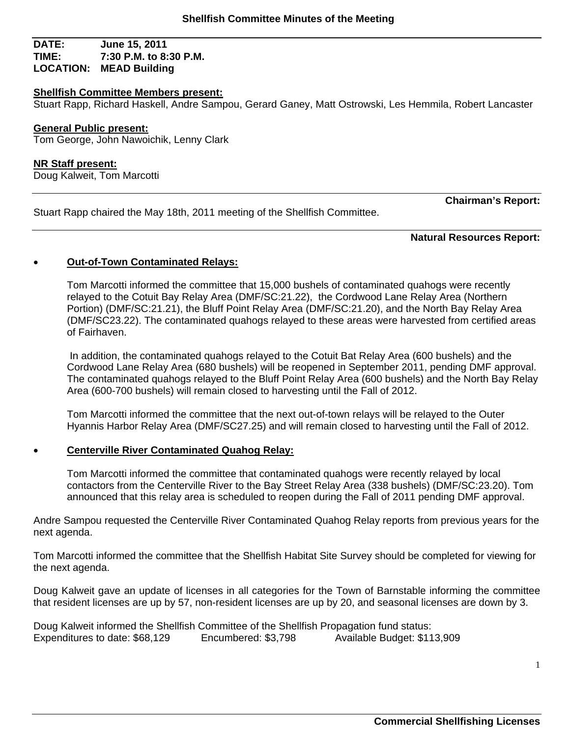## Shellfish Committee Minutes of the Meeting

**DATE:** June 15, 2011
**TIME:** 7:30 P.M. to 8:30 P.M.
**LOCATION:** MEAD Building

**Shellfish Committee Members present:**
Stuart Rapp, Richard Haskell, Andre Sampou, Gerard Ganey, Matt Ostrowski, Les Hemmila, Robert Lancaster

**General Public present:**
Tom George, John Nawoichik, Lenny Clark

**NR Staff present:**
Doug Kalweit, Tom Marcotti

---

**Chairman's Report:**

Stuart Rapp chaired the May 18th, 2011 meeting of the Shellfish Committee.

---

**Natural Resources Report:**

- **Out-of-Town Contaminated Relays:**

  Tom Marcotti informed the committee that 15,000 bushels of contaminated quahogs were recently relayed to the Cotuit Bay Relay Area (DMF/SC:21.22), the Cordwood Lane Relay Area (Northern Portion) (DMF/SC:21.21), the Bluff Point Relay Area (DMF/SC:21.20), and the North Bay Relay Area (DMF/SC23.22). The contaminated quahogs relayed to these areas were harvested from certified areas of Fairhaven.

  In addition, the contaminated quahogs relayed to the Cotuit Bat Relay Area (600 bushels) and the Cordwood Lane Relay Area (680 bushels) will be reopened in September 2011, pending DMF approval. The contaminated quahogs relayed to the Bluff Point Relay Area (600 bushels) and the North Bay Relay Area (600-700 bushels) will remain closed to harvesting until the Fall of 2012.

  Tom Marcotti informed the committee that the next out-of-town relays will be relayed to the Outer Hyannis Harbor Relay Area (DMF/SC27.25) and will remain closed to harvesting until the Fall of 2012.

- **Centerville River Contaminated Quahog Relay:**

  Tom Marcotti informed the committee that contaminated quahogs were recently relayed by local contactors from the Centerville River to the Bay Street Relay Area (338 bushels) (DMF/SC:23.20). Tom announced that this relay area is scheduled to reopen during the Fall of 2011 pending DMF approval.

Andre Sampou requested the Centerville River Contaminated Quahog Relay reports from previous years for the next agenda.

Tom Marcotti informed the committee that the Shellfish Habitat Site Survey should be completed for viewing for the next agenda.

Doug Kalweit gave an update of licenses in all categories for the Town of Barnstable informing the committee that resident licenses are up by 57, non-resident licenses are up by 20, and seasonal licenses are down by 3.

Doug Kalweit informed the Shellfish Committee of the Shellfish Propagation fund status:
Expenditures to date: $68,129 Encumbered: $3,798 Available Budget: $113,909

---

**Commercial Shellfishing Licenses**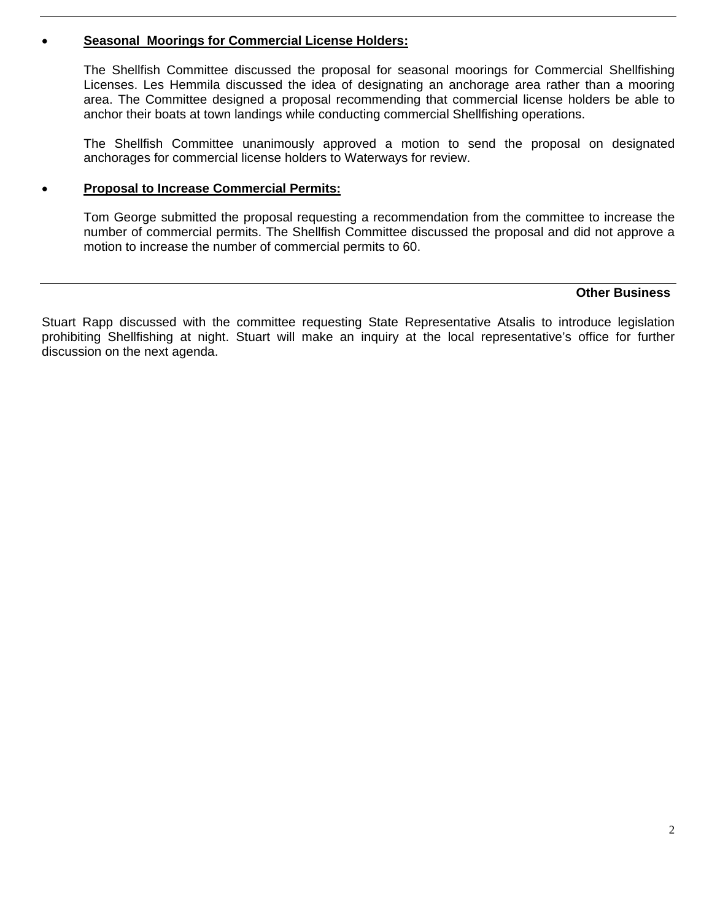- **Seasonal Moorings for Commercial License Holders:**

  The Shellfish Committee discussed the proposal for seasonal moorings for Commercial Shellfishing Licenses. Les Hemmila discussed the idea of designating an anchorage area rather than a mooring area. The Committee designed a proposal recommending that commercial license holders be able to anchor their boats at town landings while conducting commercial Shellfishing operations.

  The Shellfish Committee unanimously approved a motion to send the proposal on designated anchorages for commercial license holders to Waterways for review.

- **Proposal to Increase Commercial Permits:**

  Tom George submitted the proposal requesting a recommendation from the committee to increase the number of commercial permits. The Shellfish Committee discussed the proposal and did not approve a motion to increase the number of commercial permits to 60.

## Other Business

Stuart Rapp discussed with the committee requesting State Representative Atsalis to introduce legislation prohibiting Shellfishing at night. Stuart will make an inquiry at the local representative's office for further discussion on the next agenda.